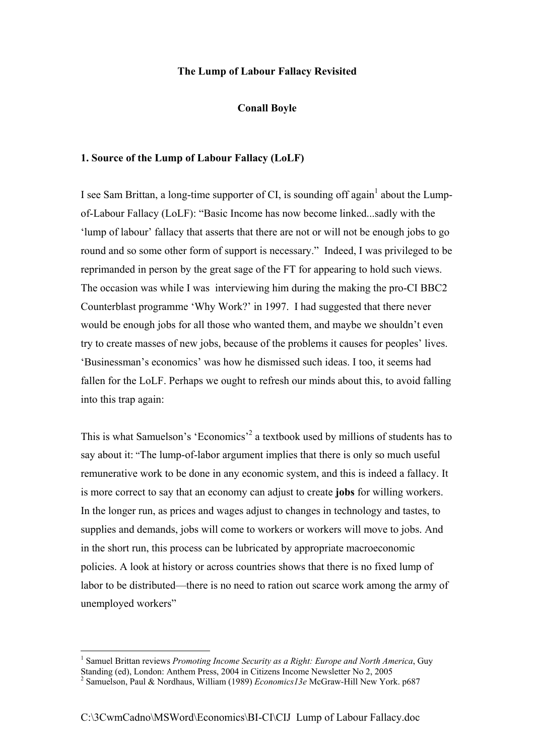**The Lump of Labour Fallacy Revisited**

**Conall Boyle**

## 1. Source of the Lump of Labour Fallacy (LoLF)

I see Sam Brittan, a long-time supporter of CI, is sounding off again[1] about the Lump-of-Labour Fallacy (LoLF): "Basic Income has now become linked...sadly with the 'lump of labour' fallacy that asserts that there are not or will not be enough jobs to go round and so some other form of support is necessary." Indeed, I was privileged to be reprimanded in person by the great sage of the FT for appearing to hold such views. The occasion was while I was interviewing him during the making the pro-CI BBC2 Counterblast programme 'Why Work?' in 1997. I had suggested that there never would be enough jobs for all those who wanted them, and maybe we shouldn't even try to create masses of new jobs, because of the problems it causes for peoples' lives. 'Businessman's economics' was how he dismissed such ideas. I too, it seems had fallen for the LoLF. Perhaps we ought to refresh our minds about this, to avoid falling into this trap again:

This is what Samuelson's 'Economics'[2] a textbook used by millions of students has to say about it: "The lump-of-labor argument implies that there is only so much useful remunerative work to be done in any economic system, and this is indeed a fallacy. It is more correct to say that an economy can adjust to create **jobs** for willing workers. In the longer run, as prices and wages adjust to changes in technology and tastes, to supplies and demands, jobs will come to workers or workers will move to jobs. And in the short run, this process can be lubricated by appropriate macroeconomic policies. A look at history or across countries shows that there is no fixed lump of labor to be distributed—there is no need to ration out scarce work among the army of unemployed workers"

---

[1] Samuel Brittan reviews *Promoting Income Security as a Right: Europe and North America*, Guy Standing (ed), London: Anthem Press, 2004 in Citizens Income Newsletter No 2, 2005

[2] Samuelson, Paul & Nordhaus, William (1989) *Economics13e* McGraw-Hill New York. p687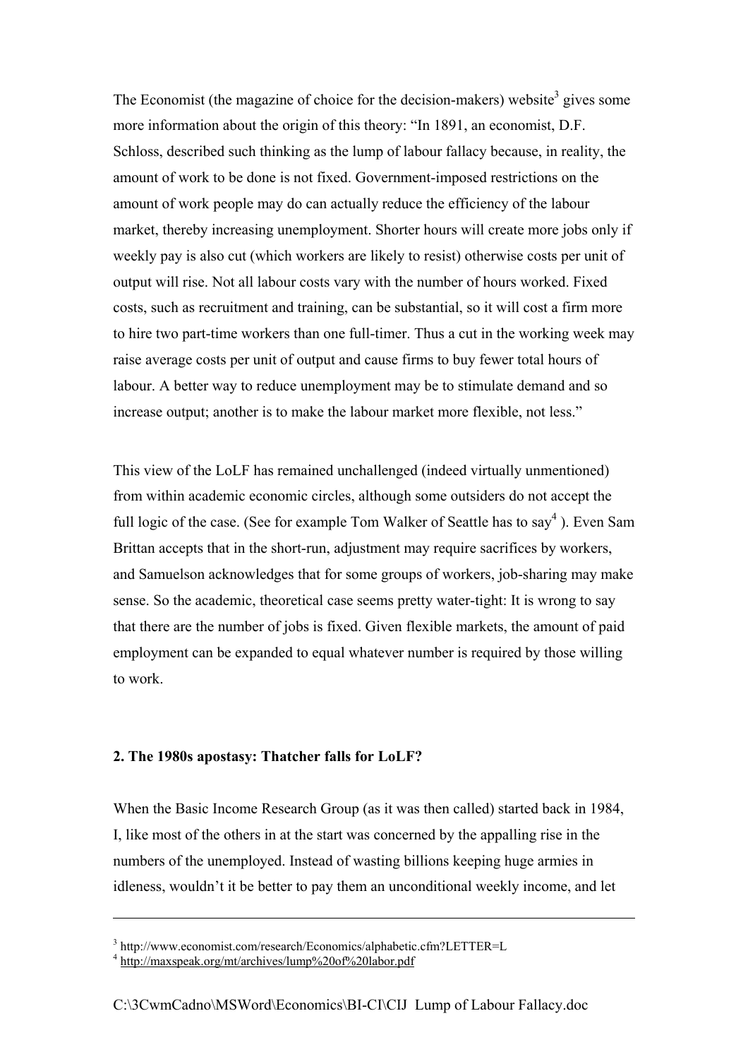The Economist (the magazine of choice for the decision-makers) website[3] gives some more information about the origin of this theory: "In 1891, an economist, D.F. Schloss, described such thinking as the lump of labour fallacy because, in reality, the amount of work to be done is not fixed. Government-imposed restrictions on the amount of work people may do can actually reduce the efficiency of the labour market, thereby increasing unemployment. Shorter hours will create more jobs only if weekly pay is also cut (which workers are likely to resist) otherwise costs per unit of output will rise. Not all labour costs vary with the number of hours worked. Fixed costs, such as recruitment and training, can be substantial, so it will cost a firm more to hire two part-time workers than one full-timer. Thus a cut in the working week may raise average costs per unit of output and cause firms to buy fewer total hours of labour. A better way to reduce unemployment may be to stimulate demand and so increase output; another is to make the labour market more flexible, not less."

This view of the LoLF has remained unchallenged (indeed virtually unmentioned) from within academic economic circles, although some outsiders do not accept the full logic of the case. (See for example Tom Walker of Seattle has to say[4] ). Even Sam Brittan accepts that in the short-run, adjustment may require sacrifices by workers, and Samuelson acknowledges that for some groups of workers, job-sharing may make sense. So the academic, theoretical case seems pretty water-tight: It is wrong to say that there are the number of jobs is fixed. Given flexible markets, the amount of paid employment can be expanded to equal whatever number is required by those willing to work.

## 2. The 1980s apostasy: Thatcher falls for LoLF?

When the Basic Income Research Group (as it was then called) started back in 1984, I, like most of the others in at the start was concerned by the appalling rise in the numbers of the unemployed. Instead of wasting billions keeping huge armies in idleness, wouldn't it be better to pay them an unconditional weekly income, and let

---

[3] http://www.economist.com/research/Economics/alphabetic.cfm?LETTER=L

[4] http://maxspeak.org/mt/archives/lump%20of%20labor.pdf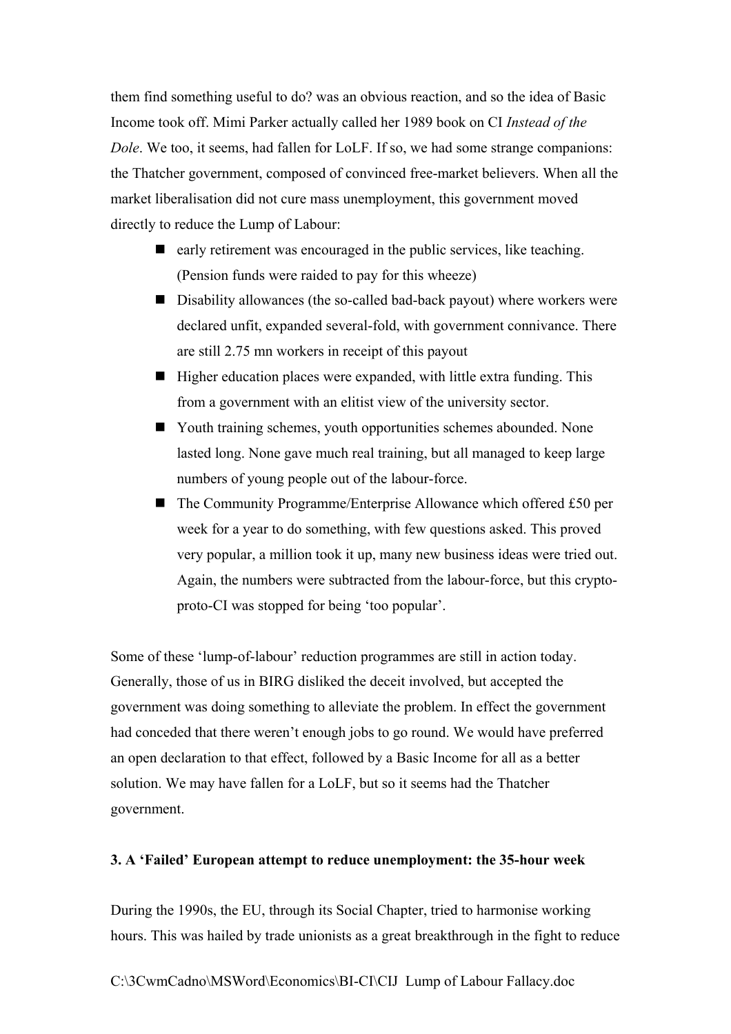them find something useful to do? was an obvious reaction, and so the idea of Basic Income took off. Mimi Parker actually called her 1989 book on CI *Instead of the Dole*. We too, it seems, had fallen for LoLF. If so, we had some strange companions: the Thatcher government, composed of convinced free-market believers. When all the market liberalisation did not cure mass unemployment, this government moved directly to reduce the Lump of Labour:

- early retirement was encouraged in the public services, like teaching. (Pension funds were raided to pay for this wheeze)
- Disability allowances (the so-called bad-back payout) where workers were declared unfit, expanded several-fold, with government connivance. There are still 2.75 mn workers in receipt of this payout
- Higher education places were expanded, with little extra funding. This from a government with an elitist view of the university sector.
- Youth training schemes, youth opportunities schemes abounded. None lasted long. None gave much real training, but all managed to keep large numbers of young people out of the labour-force.
- The Community Programme/Enterprise Allowance which offered £50 per week for a year to do something, with few questions asked. This proved very popular, a million took it up, many new business ideas were tried out. Again, the numbers were subtracted from the labour-force, but this crypto-proto-CI was stopped for being 'too popular'.

Some of these 'lump-of-labour' reduction programmes are still in action today. Generally, those of us in BIRG disliked the deceit involved, but accepted the government was doing something to alleviate the problem. In effect the government had conceded that there weren't enough jobs to go round. We would have preferred an open declaration to that effect, followed by a Basic Income for all as a better solution. We may have fallen for a LoLF, but so it seems had the Thatcher government.

**3. A 'Failed' European attempt to reduce unemployment: the 35-hour week**

During the 1990s, the EU, through its Social Chapter, tried to harmonise working hours. This was hailed by trade unionists as a great breakthrough in the fight to reduce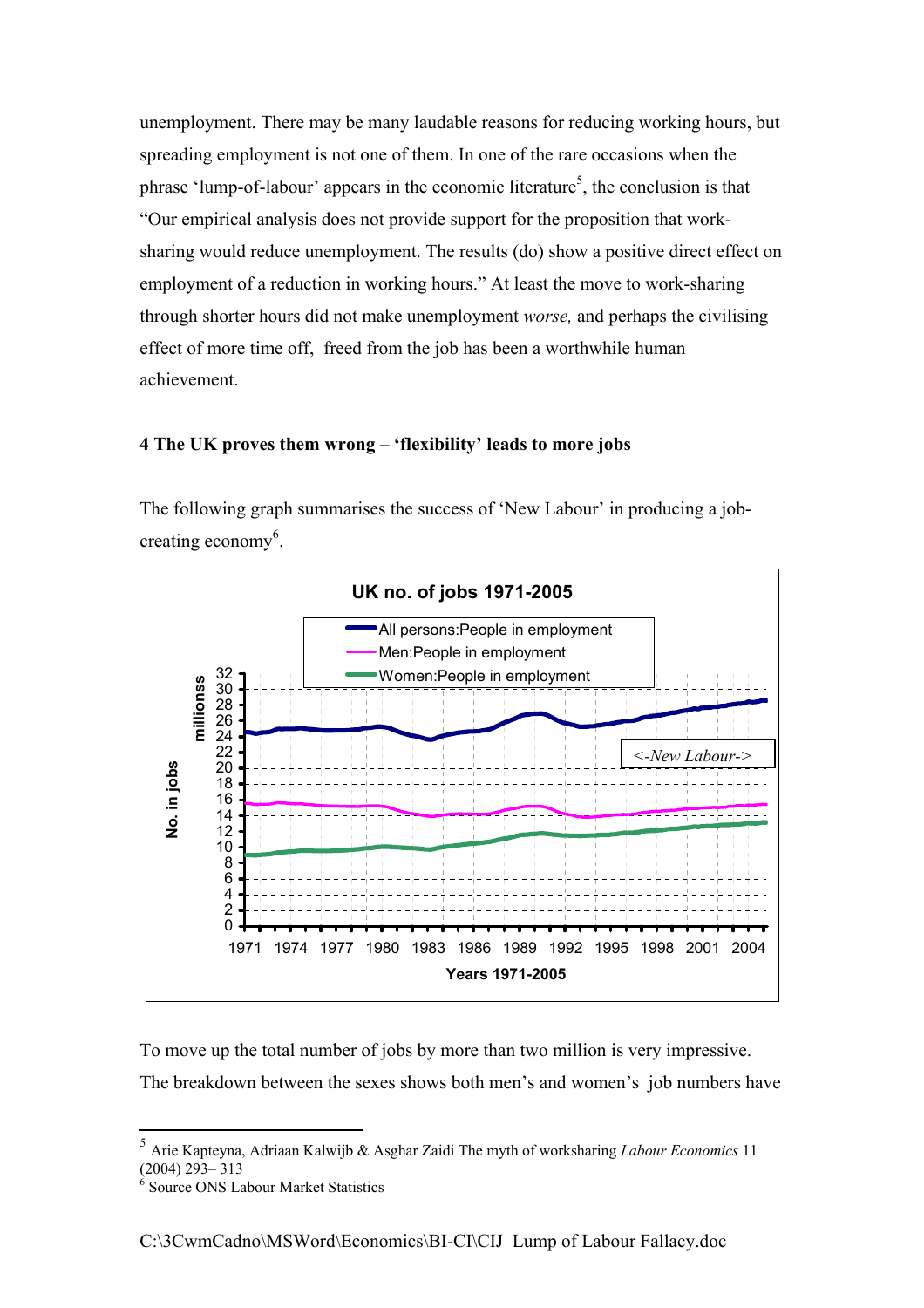unemployment. There may be many laudable reasons for reducing working hours, but spreading employment is not one of them. In one of the rare occasions when the phrase 'lump-of-labour' appears in the economic literature[5], the conclusion is that "Our empirical analysis does not provide support for the proposition that work-sharing would reduce unemployment. The results (do) show a positive direct effect on employment of a reduction in working hours." At least the move to work-sharing through shorter hours did not make unemployment *worse,* and perhaps the civilising effect of more time off, freed from the job has been a worthwhile human achievement.

### 4 The UK proves them wrong – 'flexibility' leads to more jobs

The following graph summarises the success of 'New Labour' in producing a job-creating economy[6].

To move up the total number of jobs by more than two million is very impressive. The breakdown between the sexes shows both men's and women's job numbers have

---

[5] Arie Kapteyna, Adriaan Kalwijb & Asghar Zaidi The myth of worksharing *Labour Economics* 11 (2004) 293– 313

[6] Source ONS Labour Market Statistics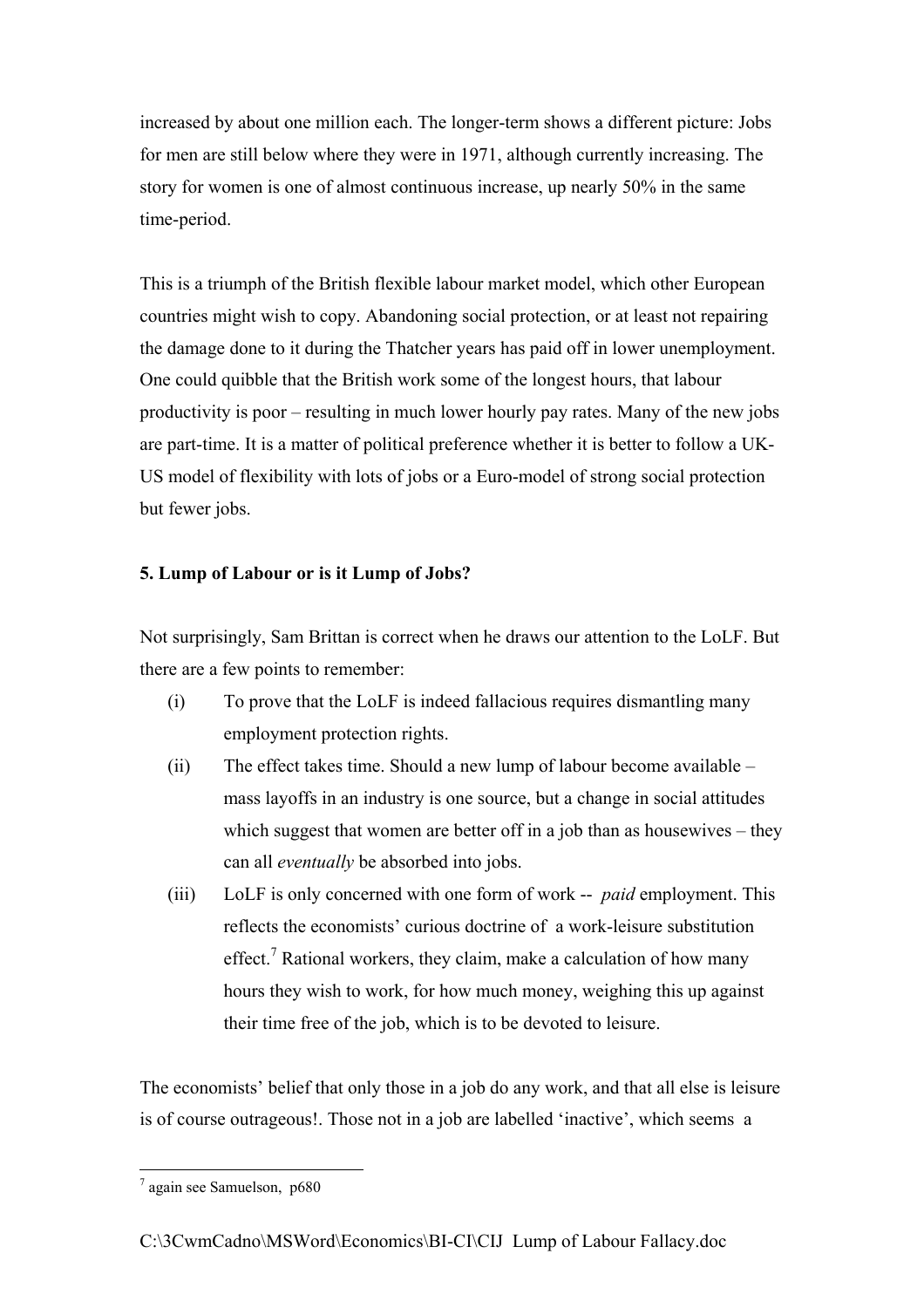increased by about one million each. The longer-term shows a different picture: Jobs for men are still below where they were in 1971, although currently increasing. The story for women is one of almost continuous increase, up nearly 50% in the same time-period.

This is a triumph of the British flexible labour market model, which other European countries might wish to copy. Abandoning social protection, or at least not repairing the damage done to it during the Thatcher years has paid off in lower unemployment. One could quibble that the British work some of the longest hours, that labour productivity is poor – resulting in much lower hourly pay rates. Many of the new jobs are part-time. It is a matter of political preference whether it is better to follow a UK-US model of flexibility with lots of jobs or a Euro-model of strong social protection but fewer jobs.

**5. Lump of Labour or is it Lump of Jobs?**

Not surprisingly, Sam Brittan is correct when he draws our attention to the LoLF. But there are a few points to remember:

(i) To prove that the LoLF is indeed fallacious requires dismantling many employment protection rights.

(ii) The effect takes time. Should a new lump of labour become available – mass layoffs in an industry is one source, but a change in social attitudes which suggest that women are better off in a job than as housewives – they can all *eventually* be absorbed into jobs.

(iii) LoLF is only concerned with one form of work -- *paid* employment. This reflects the economists' curious doctrine of a work-leisure substitution effect.[7] Rational workers, they claim, make a calculation of how many hours they wish to work, for how much money, weighing this up against their time free of the job, which is to be devoted to leisure.

The economists' belief that only those in a job do any work, and that all else is leisure is of course outrageous!. Those not in a job are labelled 'inactive', which seems a

[7] again see Samuelson, p680

C:\3CwmCadno\MSWord\Economics\BI-CI\CIJ Lump of Labour Fallacy.doc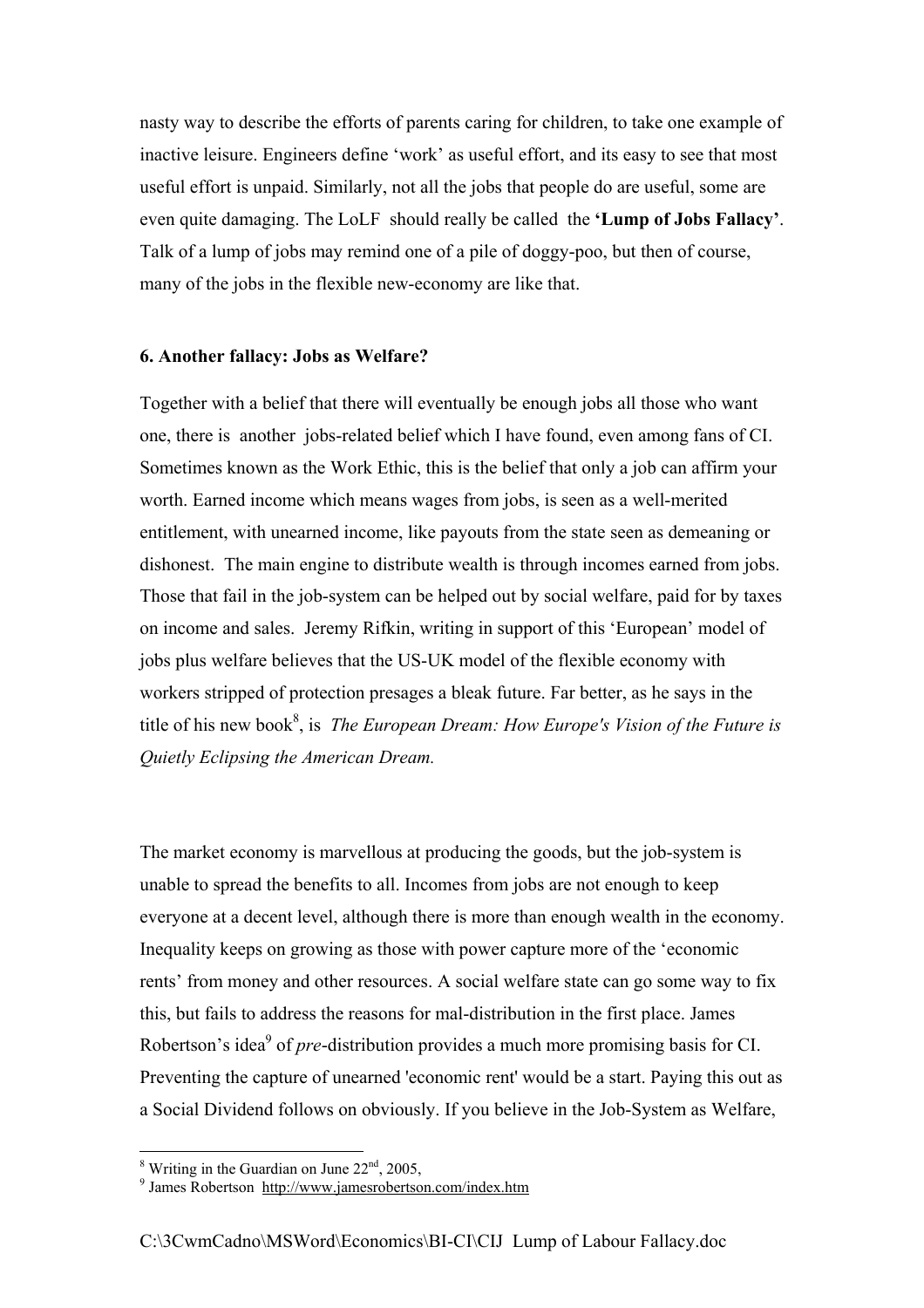nasty way to describe the efforts of parents caring for children, to take one example of inactive leisure. Engineers define 'work' as useful effort, and its easy to see that most useful effort is unpaid. Similarly, not all the jobs that people do are useful, some are even quite damaging. The LoLF should really be called the **'Lump of Jobs Fallacy'**. Talk of a lump of jobs may remind one of a pile of doggy-poo, but then of course, many of the jobs in the flexible new-economy are like that.

### 6. Another fallacy: Jobs as Welfare?

Together with a belief that there will eventually be enough jobs all those who want one, there is another jobs-related belief which I have found, even among fans of CI. Sometimes known as the Work Ethic, this is the belief that only a job can affirm your worth. Earned income which means wages from jobs, is seen as a well-merited entitlement, with unearned income, like payouts from the state seen as demeaning or dishonest. The main engine to distribute wealth is through incomes earned from jobs. Those that fail in the job-system can be helped out by social welfare, paid for by taxes on income and sales. Jeremy Rifkin, writing in support of this 'European' model of jobs plus welfare believes that the US-UK model of the flexible economy with workers stripped of protection presages a bleak future. Far better, as he says in the title of his new book[8], is *The European Dream: How Europe's Vision of the Future is Quietly Eclipsing the American Dream.*

The market economy is marvellous at producing the goods, but the job-system is unable to spread the benefits to all. Incomes from jobs are not enough to keep everyone at a decent level, although there is more than enough wealth in the economy. Inequality keeps on growing as those with power capture more of the 'economic rents' from money and other resources. A social welfare state can go some way to fix this, but fails to address the reasons for mal-distribution in the first place. James Robertson's idea[9] of *pre*-distribution provides a much more promising basis for CI. Preventing the capture of unearned 'economic rent' would be a start. Paying this out as a Social Dividend follows on obviously. If you believe in the Job-System as Welfare,

---

[8] Writing in the Guardian on June 22nd, 2005,

[9] James Robertson http://www.jamesrobertson.com/index.htm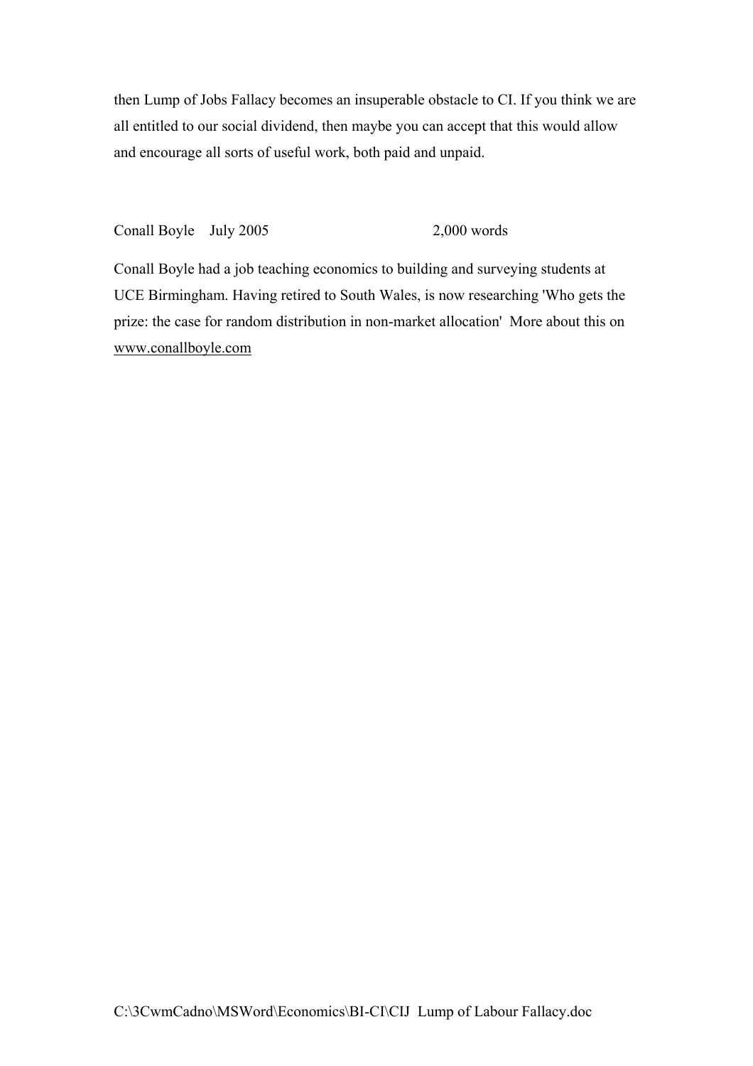then Lump of Jobs Fallacy becomes an insuperable obstacle to CI. If you think we are all entitled to our social dividend, then maybe you can accept that this would allow and encourage all sorts of useful work, both paid and unpaid.

Conall Boyle July 2005 2,000 words

Conall Boyle had a job teaching economics to building and surveying students at UCE Birmingham. Having retired to South Wales, is now researching 'Who gets the prize: the case for random distribution in non-market allocation' More about this on www.conallboyle.com